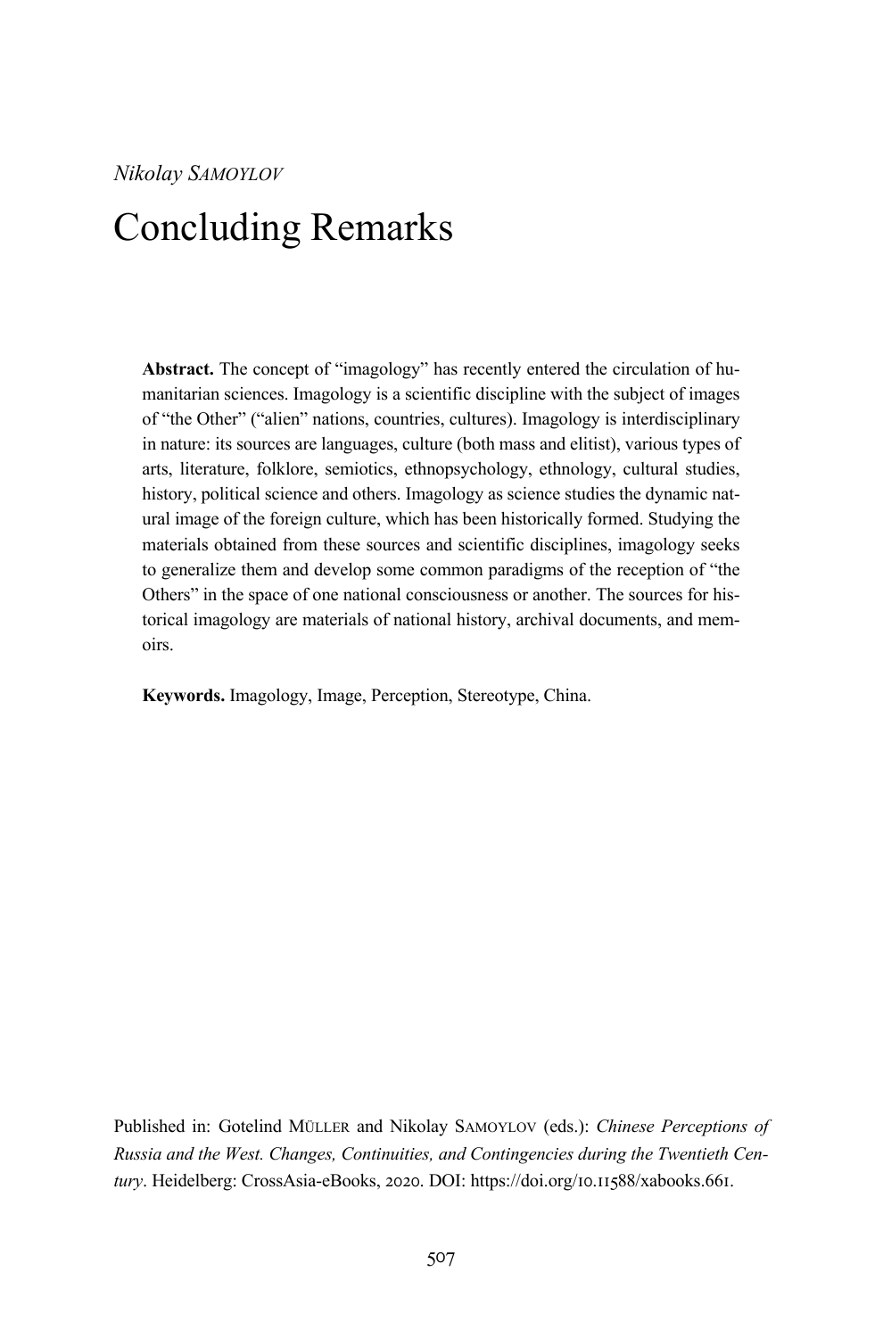*Nikolay SAMOYLOV*

# Concluding Remarks

**Abstract.** The concept of "imagology" has recently entered the circulation of humanitarian sciences. Imagology is a scientific discipline with the subject of images of "the Other" ("alien" nations, countries, cultures). Imagology is interdisciplinary in nature: its sources are languages, culture (both mass and elitist), various types of arts, literature, folklore, semiotics, ethnopsychology, ethnology, cultural studies, history, political science and others. Imagology as science studies the dynamic natural image of the foreign culture, which has been historically formed. Studying the materials obtained from these sources and scientific disciplines, imagology seeks to generalize them and develop some common paradigms of the reception of "the Others" in the space of one national consciousness or another. The sources for historical imagology are materials of national history, archival documents, and memoirs.

**Keywords.** Imagology, Image, Perception, Stereotype, China.

Published in: Gotelind MÜLLER and Nikolay SAMOYLOV (eds.): *Chinese Perceptions of Russia and the West. Changes, Continuities, and Contingencies during the Twentieth Century*. Heidelberg: CrossAsia-eBooks, 2020. DOI: https://doi.org/10.11588/xabooks.661.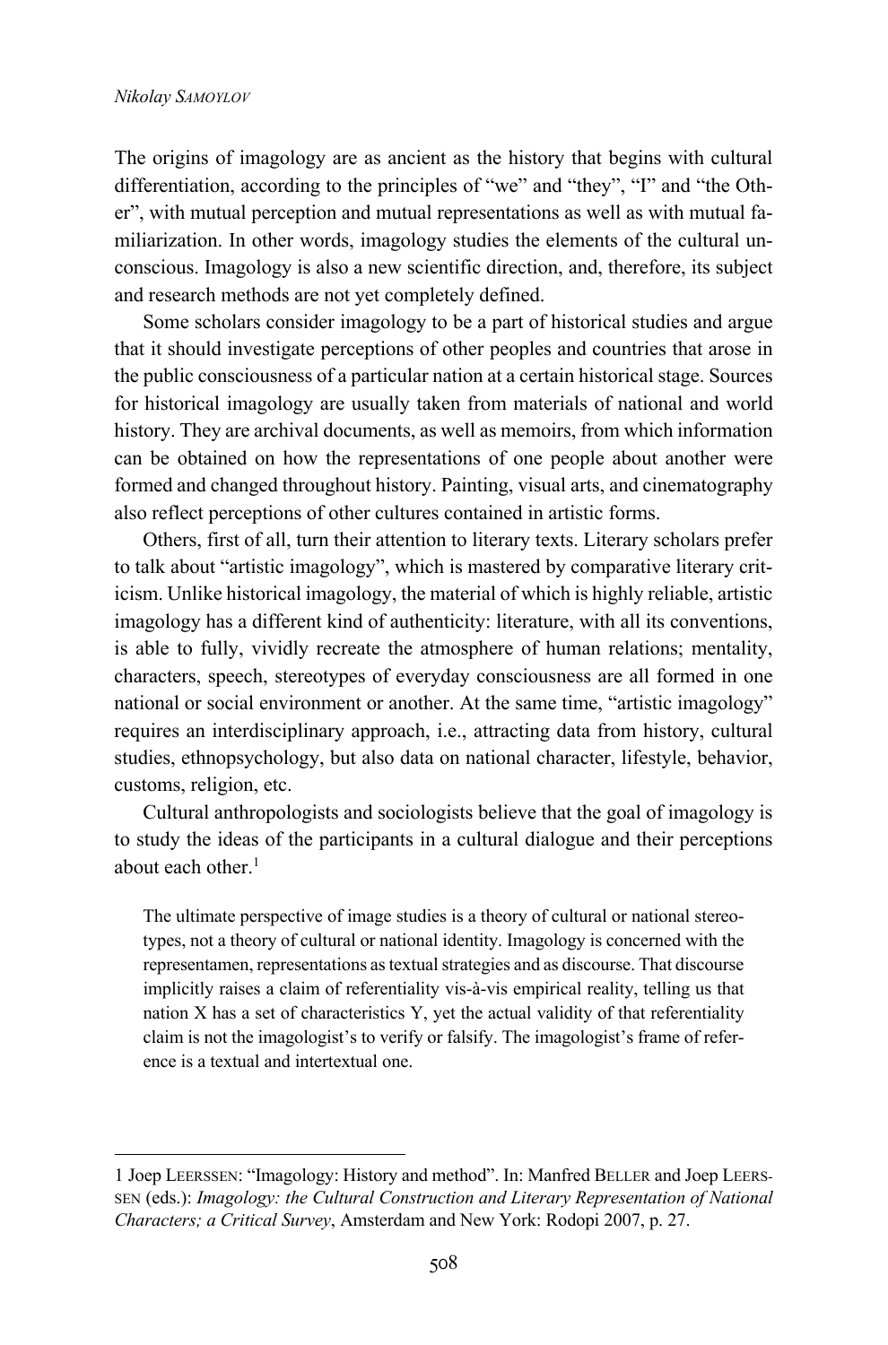The origins of imagology are as ancient as the history that begins with cultural differentiation, according to the principles of "we" and "they", "I" and "the Other", with mutual perception and mutual representations as well as with mutual familiarization. In other words, imagology studies the elements of the cultural unconscious. Imagology is also a new scientific direction, and, therefore, its subject and research methods are not yet completely defined.

Some scholars consider imagology to be a part of historical studies and argue that it should investigate perceptions of other peoples and countries that arose in the public consciousness of a particular nation at a certain historical stage. Sources for historical imagology are usually taken from materials of national and world history. They are archival documents, as well as memoirs, from which information can be obtained on how the representations of one people about another were formed and changed throughout history. Painting, visual arts, and cinematography also reflect perceptions of other cultures contained in artistic forms.

Others, first of all, turn their attention to literary texts. Literary scholars prefer to talk about "artistic imagology", which is mastered by comparative literary criticism. Unlike historical imagology, the material of which is highly reliable, artistic imagology has a different kind of authenticity: literature, with all its conventions, is able to fully, vividly recreate the atmosphere of human relations; mentality, characters, speech, stereotypes of everyday consciousness are all formed in one national or social environment or another. At the same time, "artistic imagology" requires an interdisciplinary approach, i.e., attracting data from history, cultural studies, ethnopsychology, but also data on national character, lifestyle, behavior, customs, religion, etc.

Cultural anthropologists and sociologists believe that the goal of imagology is to study the ideas of the participants in a cultural dialogue and their perceptions about each other.[1]

> The ultimate perspective of image studies is a theory of cultural or national stereotypes, not a theory of cultural or national identity. Imagology is concerned with the representamen, representations as textual strategies and as discourse. That discourse implicitly raises a claim of referentiality vis-à-vis empirical reality, telling us that nation X has a set of characteristics Y, yet the actual validity of that referentiality claim is not the imagologist's to verify or falsify. The imagologist's frame of reference is a textual and intertextual one.

---

1 Joep LEERSSEN: "Imagology: History and method". In: Manfred BELLER and Joep LEERSSEN (eds.): *Imagology: the Cultural Construction and Literary Representation of National Characters; a Critical Survey*, Amsterdam and New York: Rodopi 2007, p. 27.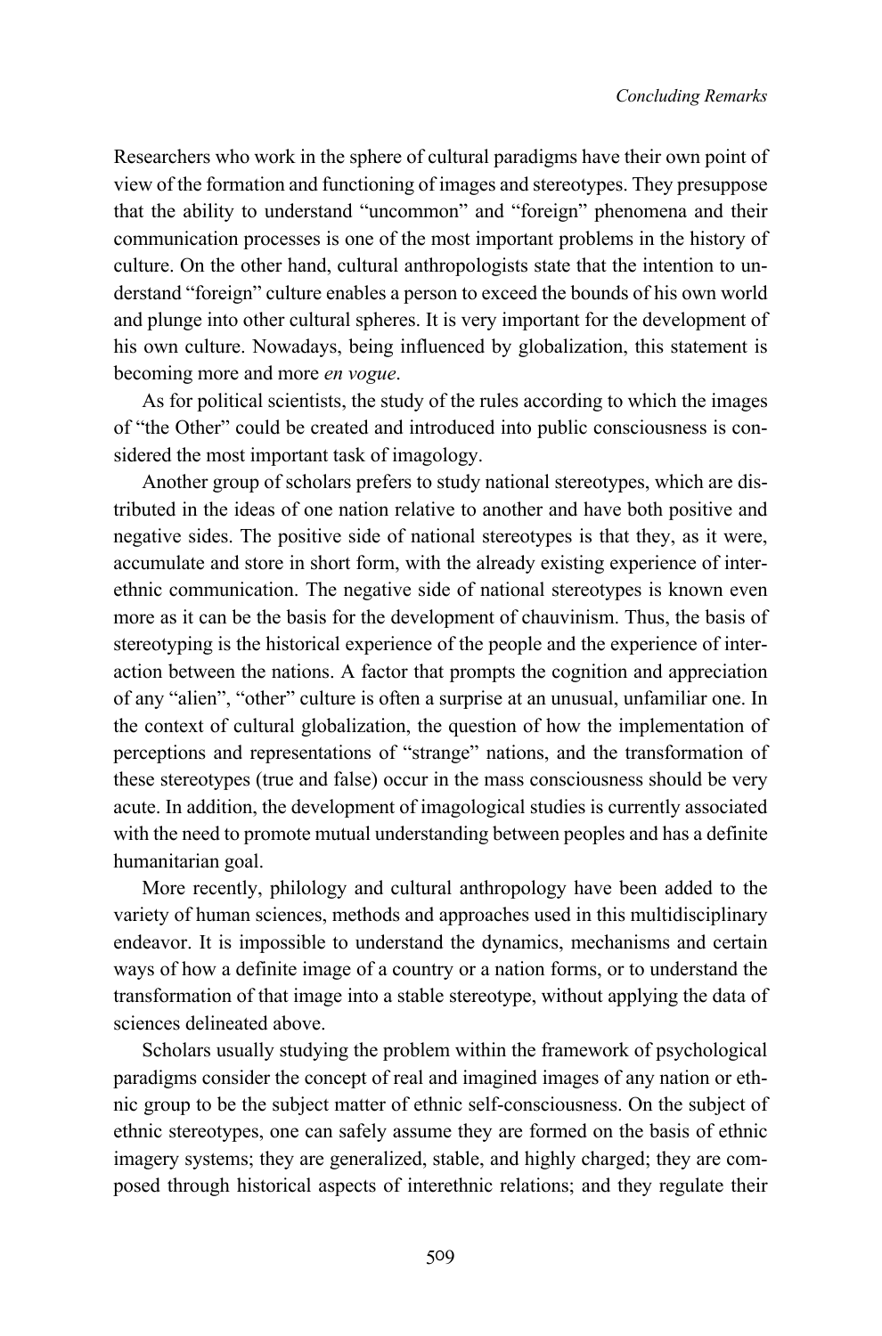Researchers who work in the sphere of cultural paradigms have their own point of view of the formation and functioning of images and stereotypes. They presuppose that the ability to understand "uncommon" and "foreign" phenomena and their communication processes is one of the most important problems in the history of culture. On the other hand, cultural anthropologists state that the intention to understand "foreign" culture enables a person to exceed the bounds of his own world and plunge into other cultural spheres. It is very important for the development of his own culture. Nowadays, being influenced by globalization, this statement is becoming more and more *en vogue*.

As for political scientists, the study of the rules according to which the images of "the Other" could be created and introduced into public consciousness is considered the most important task of imagology.

Another group of scholars prefers to study national stereotypes, which are distributed in the ideas of one nation relative to another and have both positive and negative sides. The positive side of national stereotypes is that they, as it were, accumulate and store in short form, with the already existing experience of interethnic communication. The negative side of national stereotypes is known even more as it can be the basis for the development of chauvinism. Thus, the basis of stereotyping is the historical experience of the people and the experience of interaction between the nations. A factor that prompts the cognition and appreciation of any "alien", "other" culture is often a surprise at an unusual, unfamiliar one. In the context of cultural globalization, the question of how the implementation of perceptions and representations of "strange" nations, and the transformation of these stereotypes (true and false) occur in the mass consciousness should be very acute. In addition, the development of imagological studies is currently associated with the need to promote mutual understanding between peoples and has a definite humanitarian goal.

More recently, philology and cultural anthropology have been added to the variety of human sciences, methods and approaches used in this multidisciplinary endeavor. It is impossible to understand the dynamics, mechanisms and certain ways of how a definite image of a country or a nation forms, or to understand the transformation of that image into a stable stereotype, without applying the data of sciences delineated above.

Scholars usually studying the problem within the framework of psychological paradigms consider the concept of real and imagined images of any nation or ethnic group to be the subject matter of ethnic self-consciousness. On the subject of ethnic stereotypes, one can safely assume they are formed on the basis of ethnic imagery systems; they are generalized, stable, and highly charged; they are composed through historical aspects of interethnic relations; and they regulate their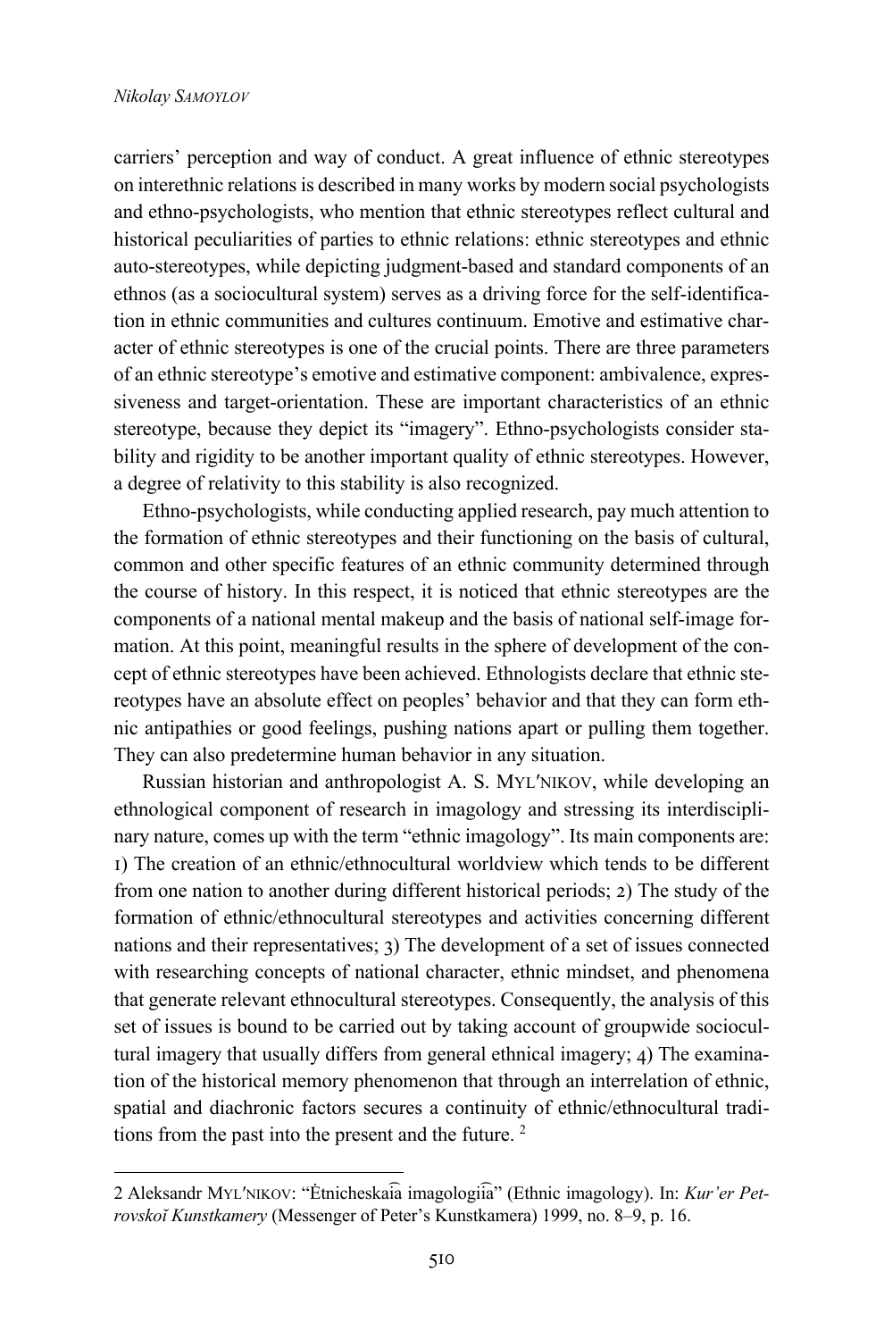carriers' perception and way of conduct. A great influence of ethnic stereotypes on interethnic relations is described in many works by modern social psychologists and ethno-psychologists, who mention that ethnic stereotypes reflect cultural and historical peculiarities of parties to ethnic relations: ethnic stereotypes and ethnic auto-stereotypes, while depicting judgment-based and standard components of an ethnos (as a sociocultural system) serves as a driving force for the self-identification in ethnic communities and cultures continuum. Emotive and estimative character of ethnic stereotypes is one of the crucial points. There are three parameters of an ethnic stereotype's emotive and estimative component: ambivalence, expressiveness and target-orientation. These are important characteristics of an ethnic stereotype, because they depict its "imagery". Ethno-psychologists consider stability and rigidity to be another important quality of ethnic stereotypes. However, a degree of relativity to this stability is also recognized.

Ethno-psychologists, while conducting applied research, pay much attention to the formation of ethnic stereotypes and their functioning on the basis of cultural, common and other specific features of an ethnic community determined through the course of history. In this respect, it is noticed that ethnic stereotypes are the components of a national mental makeup and the basis of national self-image formation. At this point, meaningful results in the sphere of development of the concept of ethnic stereotypes have been achieved. Ethnologists declare that ethnic stereotypes have an absolute effect on peoples' behavior and that they can form ethnic antipathies or good feelings, pushing nations apart or pulling them together. They can also predetermine human behavior in any situation.

Russian historian and anthropologist A. S. MYL′NIKOV, while developing an ethnological component of research in imagology and stressing its interdisciplinary nature, comes up with the term "ethnic imagology". Its main components are: 1) The creation of an ethnic/ethnocultural worldview which tends to be different from one nation to another during different historical periods; 2) The study of the formation of ethnic/ethnocultural stereotypes and activities concerning different nations and their representatives; 3) The development of a set of issues connected with researching concepts of national character, ethnic mindset, and phenomena that generate relevant ethnocultural stereotypes. Consequently, the analysis of this set of issues is bound to be carried out by taking account of groupwide sociocultural imagery that usually differs from general ethnical imagery; 4) The examination of the historical memory phenomenon that through an interrelation of ethnic, spatial and diachronic factors secures a continuity of ethnic/ethnocultural traditions from the past into the present and the future. [2]

---

2 Aleksandr MYL′NIKOV: "Ėtnicheskai͡a imagologii͡a" (Ethnic imagology). In: *Kur'er Petrovskoĭ Kunstkamery* (Messenger of Peter's Kunstkamera) 1999, no. 8–9, p. 16.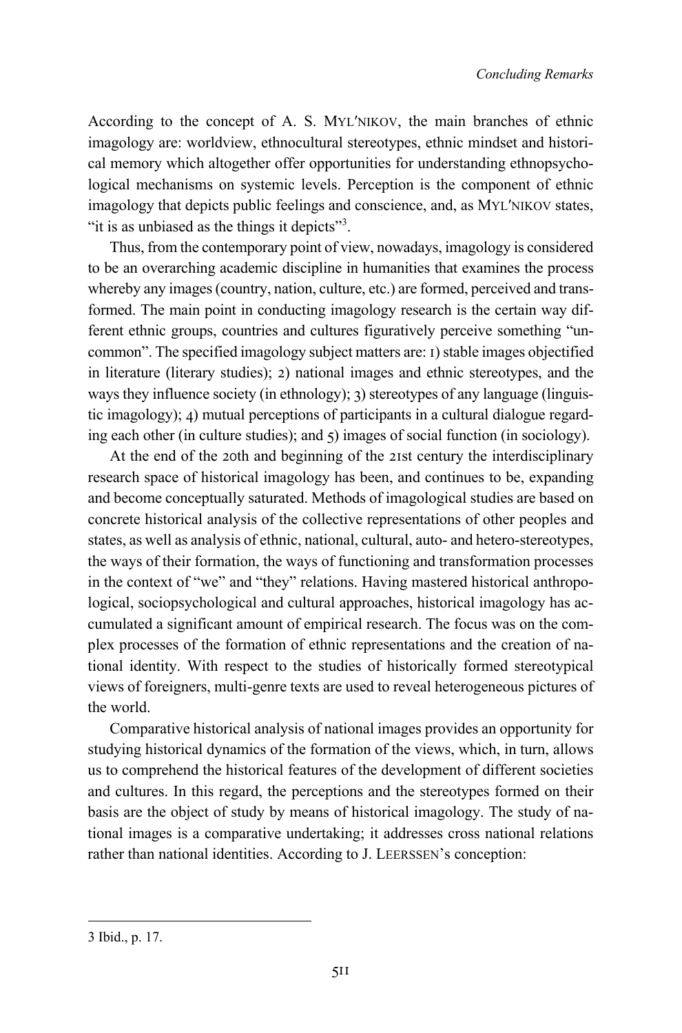According to the concept of A. S. MYL′NIKOV, the main branches of ethnic imagology are: worldview, ethnocultural stereotypes, ethnic mindset and historical memory which altogether offer opportunities for understanding ethnopsychological mechanisms on systemic levels. Perception is the component of ethnic imagology that depicts public feelings and conscience, and, as MYL′NIKOV states, "it is as unbiased as the things it depicts"[3].

Thus, from the contemporary point of view, nowadays, imagology is considered to be an overarching academic discipline in humanities that examines the process whereby any images (country, nation, culture, etc.) are formed, perceived and transformed. The main point in conducting imagology research is the certain way different ethnic groups, countries and cultures figuratively perceive something "uncommon". The specified imagology subject matters are: 1) stable images objectified in literature (literary studies); 2) national images and ethnic stereotypes, and the ways they influence society (in ethnology); 3) stereotypes of any language (linguistic imagology); 4) mutual perceptions of participants in a cultural dialogue regarding each other (in culture studies); and 5) images of social function (in sociology).

At the end of the 20th and beginning of the 21st century the interdisciplinary research space of historical imagology has been, and continues to be, expanding and become conceptually saturated. Methods of imagological studies are based on concrete historical analysis of the collective representations of other peoples and states, as well as analysis of ethnic, national, cultural, auto- and hetero-stereotypes, the ways of their formation, the ways of functioning and transformation processes in the context of "we" and "they" relations. Having mastered historical anthropological, sociopsychological and cultural approaches, historical imagology has accumulated a significant amount of empirical research. The focus was on the complex processes of the formation of ethnic representations and the creation of national identity. With respect to the studies of historically formed stereotypical views of foreigners, multi-genre texts are used to reveal heterogeneous pictures of the world.

Comparative historical analysis of national images provides an opportunity for studying historical dynamics of the formation of the views, which, in turn, allows us to comprehend the historical features of the development of different societies and cultures. In this regard, the perceptions and the stereotypes formed on their basis are the object of study by means of historical imagology. The study of national images is a comparative undertaking; it addresses cross national relations rather than national identities. According to J. LEERSSEN's conception:

---

3 Ibid., p. 17.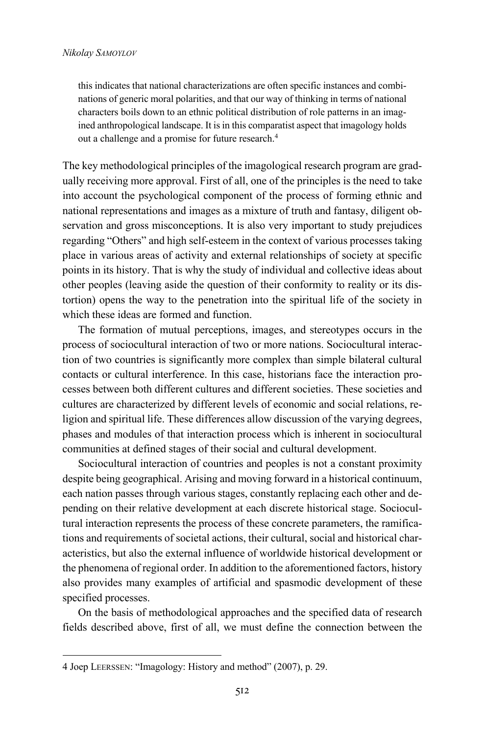> this indicates that national characterizations are often specific instances and combinations of generic moral polarities, and that our way of thinking in terms of national characters boils down to an ethnic political distribution of role patterns in an imagined anthropological landscape. It is in this comparatist aspect that imagology holds out a challenge and a promise for future research.[4]

The key methodological principles of the imagological research program are gradually receiving more approval. First of all, one of the principles is the need to take into account the psychological component of the process of forming ethnic and national representations and images as a mixture of truth and fantasy, diligent observation and gross misconceptions. It is also very important to study prejudices regarding "Others" and high self-esteem in the context of various processes taking place in various areas of activity and external relationships of society at specific points in its history. That is why the study of individual and collective ideas about other peoples (leaving aside the question of their conformity to reality or its distortion) opens the way to the penetration into the spiritual life of the society in which these ideas are formed and function.

The formation of mutual perceptions, images, and stereotypes occurs in the process of sociocultural interaction of two or more nations. Sociocultural interaction of two countries is significantly more complex than simple bilateral cultural contacts or cultural interference. In this case, historians face the interaction processes between both different cultures and different societies. These societies and cultures are characterized by different levels of economic and social relations, religion and spiritual life. These differences allow discussion of the varying degrees, phases and modules of that interaction process which is inherent in sociocultural communities at defined stages of their social and cultural development.

Sociocultural interaction of countries and peoples is not a constant proximity despite being geographical. Arising and moving forward in a historical continuum, each nation passes through various stages, constantly replacing each other and depending on their relative development at each discrete historical stage. Sociocultural interaction represents the process of these concrete parameters, the ramifications and requirements of societal actions, their cultural, social and historical characteristics, but also the external influence of worldwide historical development or the phenomena of regional order. In addition to the aforementioned factors, history also provides many examples of artificial and spasmodic development of these specified processes.

On the basis of methodological approaches and the specified data of research fields described above, first of all, we must define the connection between the

---

4 Joep Leerssen: "Imagology: History and method" (2007), p. 29.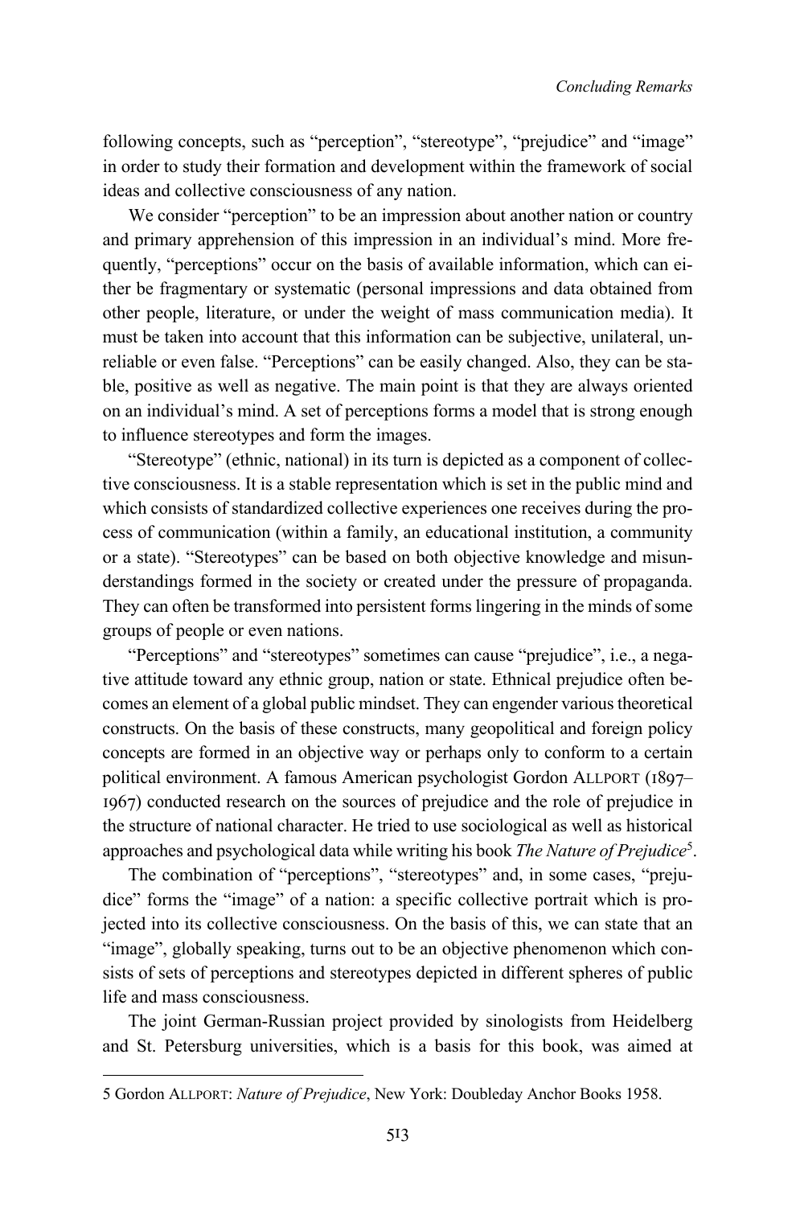following concepts, such as "perception", "stereotype", "prejudice" and "image" in order to study their formation and development within the framework of social ideas and collective consciousness of any nation.

We consider "perception" to be an impression about another nation or country and primary apprehension of this impression in an individual's mind. More frequently, "perceptions" occur on the basis of available information, which can either be fragmentary or systematic (personal impressions and data obtained from other people, literature, or under the weight of mass communication media). It must be taken into account that this information can be subjective, unilateral, unreliable or even false. "Perceptions" can be easily changed. Also, they can be stable, positive as well as negative. The main point is that they are always oriented on an individual's mind. A set of perceptions forms a model that is strong enough to influence stereotypes and form the images.

"Stereotype" (ethnic, national) in its turn is depicted as a component of collective consciousness. It is a stable representation which is set in the public mind and which consists of standardized collective experiences one receives during the process of communication (within a family, an educational institution, a community or a state). "Stereotypes" can be based on both objective knowledge and misunderstandings formed in the society or created under the pressure of propaganda. They can often be transformed into persistent forms lingering in the minds of some groups of people or even nations.

"Perceptions" and "stereotypes" sometimes can cause "prejudice", i.e., a negative attitude toward any ethnic group, nation or state. Ethnical prejudice often becomes an element of a global public mindset. They can engender various theoretical constructs. On the basis of these constructs, many geopolitical and foreign policy concepts are formed in an objective way or perhaps only to conform to a certain political environment. A famous American psychologist Gordon ALLPORT (1897–1967) conducted research on the sources of prejudice and the role of prejudice in the structure of national character. He tried to use sociological as well as historical approaches and psychological data while writing his book *The Nature of Prejudice*[5].

The combination of "perceptions", "stereotypes" and, in some cases, "prejudice" forms the "image" of a nation: a specific collective portrait which is projected into its collective consciousness. On the basis of this, we can state that an "image", globally speaking, turns out to be an objective phenomenon which consists of sets of perceptions and stereotypes depicted in different spheres of public life and mass consciousness.

The joint German-Russian project provided by sinologists from Heidelberg and St. Petersburg universities, which is a basis for this book, was aimed at

---

5 Gordon ALLPORT: *Nature of Prejudice*, New York: Doubleday Anchor Books 1958.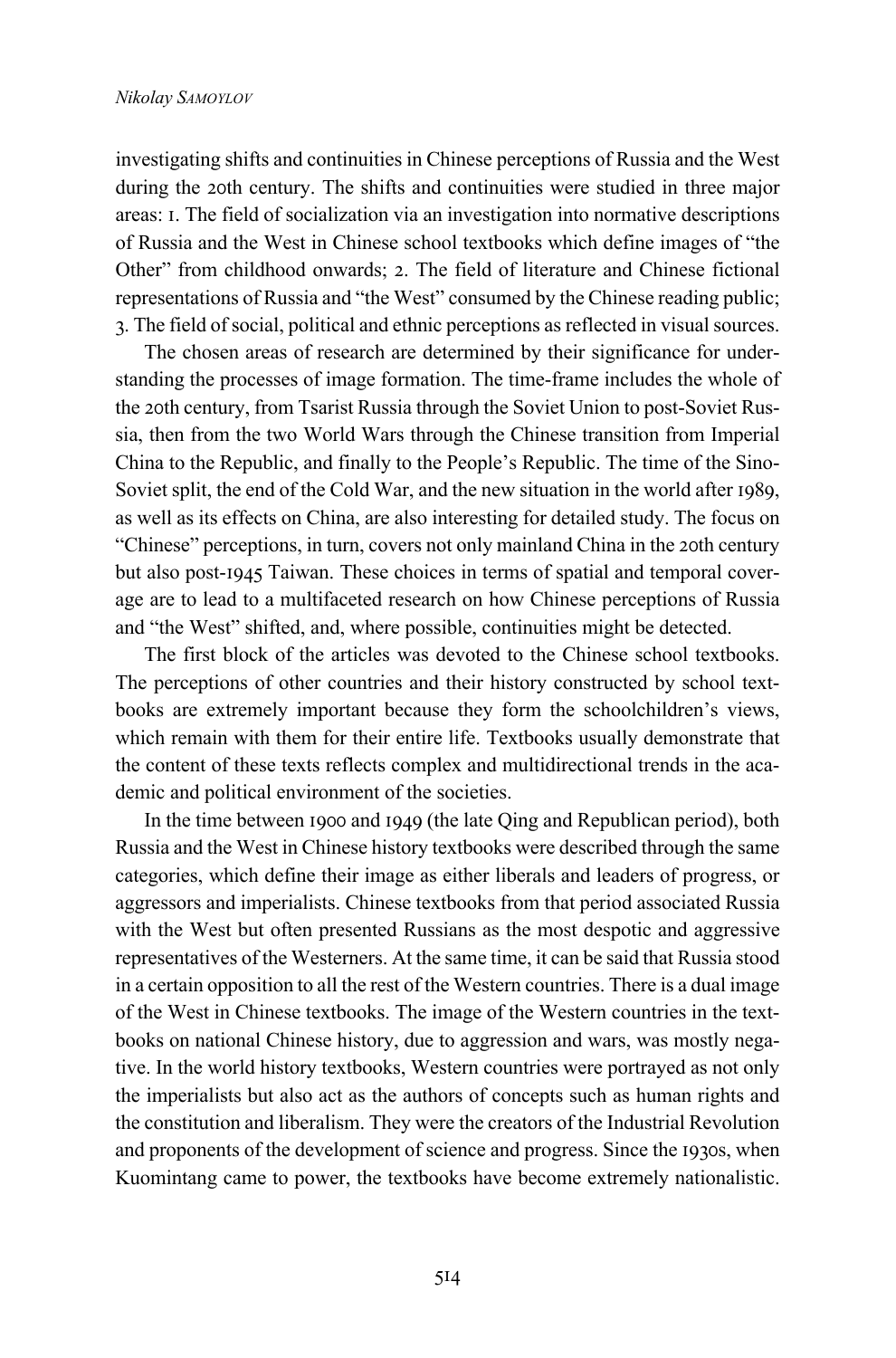investigating shifts and continuities in Chinese perceptions of Russia and the West during the 20th century. The shifts and continuities were studied in three major areas: 1. The field of socialization via an investigation into normative descriptions of Russia and the West in Chinese school textbooks which define images of "the Other" from childhood onwards; 2. The field of literature and Chinese fictional representations of Russia and "the West" consumed by the Chinese reading public; 3. The field of social, political and ethnic perceptions as reflected in visual sources.

The chosen areas of research are determined by their significance for understanding the processes of image formation. The time-frame includes the whole of the 20th century, from Tsarist Russia through the Soviet Union to post-Soviet Russia, then from the two World Wars through the Chinese transition from Imperial China to the Republic, and finally to the People's Republic. The time of the Sino-Soviet split, the end of the Cold War, and the new situation in the world after 1989, as well as its effects on China, are also interesting for detailed study. The focus on "Chinese" perceptions, in turn, covers not only mainland China in the 20th century but also post-1945 Taiwan. These choices in terms of spatial and temporal coverage are to lead to a multifaceted research on how Chinese perceptions of Russia and "the West" shifted, and, where possible, continuities might be detected.

The first block of the articles was devoted to the Chinese school textbooks. The perceptions of other countries and their history constructed by school textbooks are extremely important because they form the schoolchildren's views, which remain with them for their entire life. Textbooks usually demonstrate that the content of these texts reflects complex and multidirectional trends in the academic and political environment of the societies.

In the time between 1900 and 1949 (the late Qing and Republican period), both Russia and the West in Chinese history textbooks were described through the same categories, which define their image as either liberals and leaders of progress, or aggressors and imperialists. Chinese textbooks from that period associated Russia with the West but often presented Russians as the most despotic and aggressive representatives of the Westerners. At the same time, it can be said that Russia stood in a certain opposition to all the rest of the Western countries. There is a dual image of the West in Chinese textbooks. The image of the Western countries in the textbooks on national Chinese history, due to aggression and wars, was mostly negative. In the world history textbooks, Western countries were portrayed as not only the imperialists but also act as the authors of concepts such as human rights and the constitution and liberalism. They were the creators of the Industrial Revolution and proponents of the development of science and progress. Since the 1930s, when Kuomintang came to power, the textbooks have become extremely nationalistic.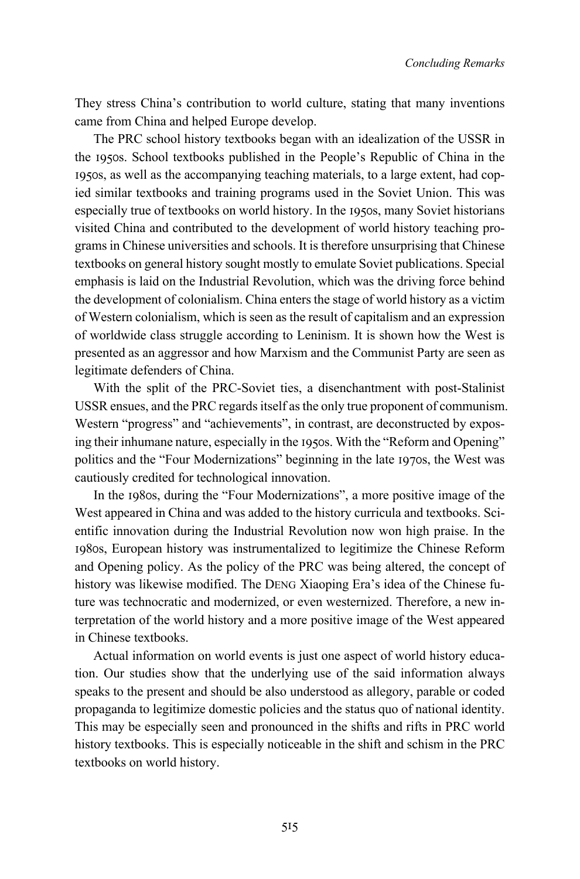They stress China's contribution to world culture, stating that many inventions came from China and helped Europe develop.

The PRC school history textbooks began with an idealization of the USSR in the 1950s. School textbooks published in the People's Republic of China in the 1950s, as well as the accompanying teaching materials, to a large extent, had copied similar textbooks and training programs used in the Soviet Union. This was especially true of textbooks on world history. In the 1950s, many Soviet historians visited China and contributed to the development of world history teaching programs in Chinese universities and schools. It is therefore unsurprising that Chinese textbooks on general history sought mostly to emulate Soviet publications. Special emphasis is laid on the Industrial Revolution, which was the driving force behind the development of colonialism. China enters the stage of world history as a victim of Western colonialism, which is seen as the result of capitalism and an expression of worldwide class struggle according to Leninism. It is shown how the West is presented as an aggressor and how Marxism and the Communist Party are seen as legitimate defenders of China.

With the split of the PRC-Soviet ties, a disenchantment with post-Stalinist USSR ensues, and the PRC regards itself as the only true proponent of communism. Western "progress" and "achievements", in contrast, are deconstructed by exposing their inhumane nature, especially in the 1950s. With the "Reform and Opening" politics and the "Four Modernizations" beginning in the late 1970s, the West was cautiously credited for technological innovation.

In the 1980s, during the "Four Modernizations", a more positive image of the West appeared in China and was added to the history curricula and textbooks. Scientific innovation during the Industrial Revolution now won high praise. In the 1980s, European history was instrumentalized to legitimize the Chinese Reform and Opening policy. As the policy of the PRC was being altered, the concept of history was likewise modified. The DENG Xiaoping Era's idea of the Chinese future was technocratic and modernized, or even westernized. Therefore, a new interpretation of the world history and a more positive image of the West appeared in Chinese textbooks.

Actual information on world events is just one aspect of world history education. Our studies show that the underlying use of the said information always speaks to the present and should be also understood as allegory, parable or coded propaganda to legitimize domestic policies and the status quo of national identity. This may be especially seen and pronounced in the shifts and rifts in PRC world history textbooks. This is especially noticeable in the shift and schism in the PRC textbooks on world history.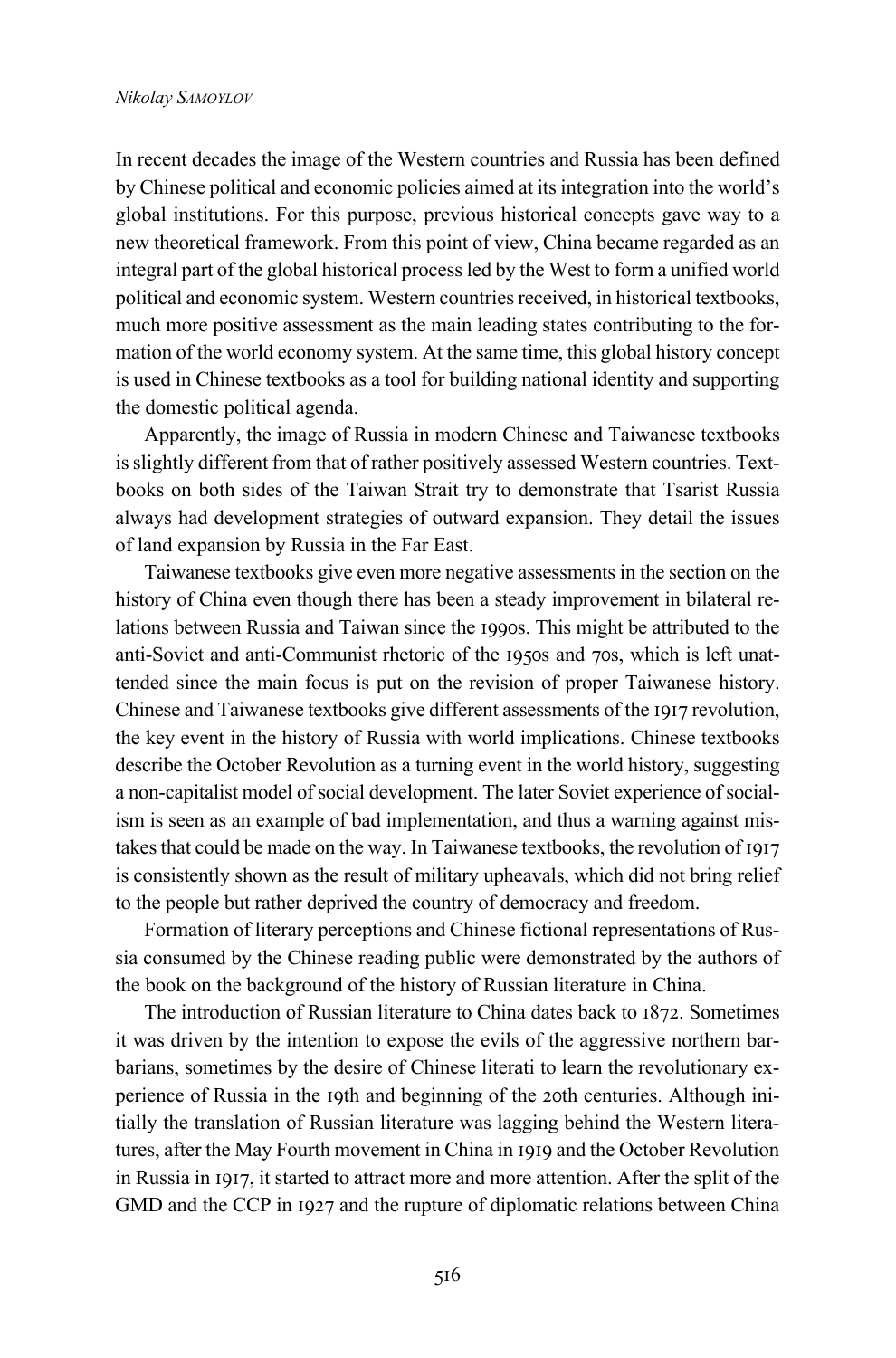In recent decades the image of the Western countries and Russia has been defined by Chinese political and economic policies aimed at its integration into the world's global institutions. For this purpose, previous historical concepts gave way to a new theoretical framework. From this point of view, China became regarded as an integral part of the global historical process led by the West to form a unified world political and economic system. Western countries received, in historical textbooks, much more positive assessment as the main leading states contributing to the formation of the world economy system. At the same time, this global history concept is used in Chinese textbooks as a tool for building national identity and supporting the domestic political agenda.

Apparently, the image of Russia in modern Chinese and Taiwanese textbooks is slightly different from that of rather positively assessed Western countries. Textbooks on both sides of the Taiwan Strait try to demonstrate that Tsarist Russia always had development strategies of outward expansion. They detail the issues of land expansion by Russia in the Far East.

Taiwanese textbooks give even more negative assessments in the section on the history of China even though there has been a steady improvement in bilateral relations between Russia and Taiwan since the 1990s. This might be attributed to the anti-Soviet and anti-Communist rhetoric of the 1950s and 70s, which is left unattended since the main focus is put on the revision of proper Taiwanese history. Chinese and Taiwanese textbooks give different assessments of the 1917 revolution, the key event in the history of Russia with world implications. Chinese textbooks describe the October Revolution as a turning event in the world history, suggesting a non-capitalist model of social development. The later Soviet experience of socialism is seen as an example of bad implementation, and thus a warning against mistakes that could be made on the way. In Taiwanese textbooks, the revolution of 1917 is consistently shown as the result of military upheavals, which did not bring relief to the people but rather deprived the country of democracy and freedom.

Formation of literary perceptions and Chinese fictional representations of Russia consumed by the Chinese reading public were demonstrated by the authors of the book on the background of the history of Russian literature in China.

The introduction of Russian literature to China dates back to 1872. Sometimes it was driven by the intention to expose the evils of the aggressive northern barbarians, sometimes by the desire of Chinese literati to learn the revolutionary experience of Russia in the 19th and beginning of the 20th centuries. Although initially the translation of Russian literature was lagging behind the Western literatures, after the May Fourth movement in China in 1919 and the October Revolution in Russia in 1917, it started to attract more and more attention. After the split of the GMD and the CCP in 1927 and the rupture of diplomatic relations between China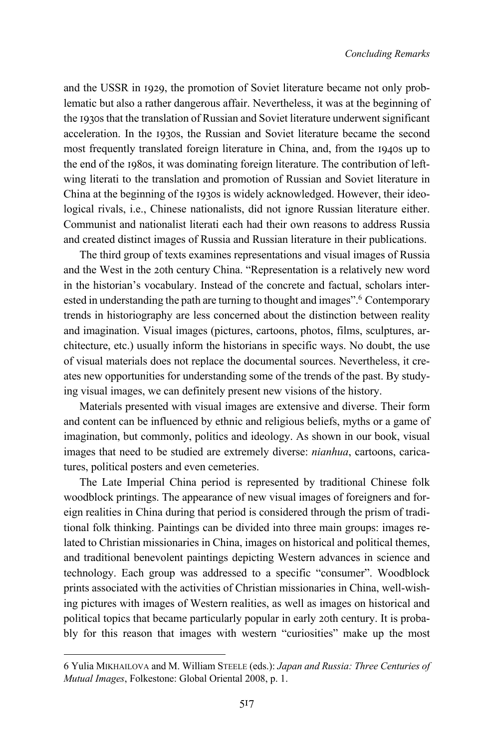and the USSR in 1929, the promotion of Soviet literature became not only problematic but also a rather dangerous affair. Nevertheless, it was at the beginning of the 1930s that the translation of Russian and Soviet literature underwent significant acceleration. In the 1930s, the Russian and Soviet literature became the second most frequently translated foreign literature in China, and, from the 1940s up to the end of the 1980s, it was dominating foreign literature. The contribution of left-wing literati to the translation and promotion of Russian and Soviet literature in China at the beginning of the 1930s is widely acknowledged. However, their ideological rivals, i.e., Chinese nationalists, did not ignore Russian literature either. Communist and nationalist literati each had their own reasons to address Russia and created distinct images of Russia and Russian literature in their publications.

The third group of texts examines representations and visual images of Russia and the West in the 20th century China. "Representation is a relatively new word in the historian's vocabulary. Instead of the concrete and factual, scholars interested in understanding the path are turning to thought and images".[6] Contemporary trends in historiography are less concerned about the distinction between reality and imagination. Visual images (pictures, cartoons, photos, films, sculptures, architecture, etc.) usually inform the historians in specific ways. No doubt, the use of visual materials does not replace the documental sources. Nevertheless, it creates new opportunities for understanding some of the trends of the past. By studying visual images, we can definitely present new visions of the history.

Materials presented with visual images are extensive and diverse. Their form and content can be influenced by ethnic and religious beliefs, myths or a game of imagination, but commonly, politics and ideology. As shown in our book, visual images that need to be studied are extremely diverse: *nianhua*, cartoons, caricatures, political posters and even cemeteries.

The Late Imperial China period is represented by traditional Chinese folk woodblock printings. The appearance of new visual images of foreigners and foreign realities in China during that period is considered through the prism of traditional folk thinking. Paintings can be divided into three main groups: images related to Christian missionaries in China, images on historical and political themes, and traditional benevolent paintings depicting Western advances in science and technology. Each group was addressed to a specific "consumer". Woodblock prints associated with the activities of Christian missionaries in China, well-wishing pictures with images of Western realities, as well as images on historical and political topics that became particularly popular in early 20th century. It is probably for this reason that images with western "curiosities" make up the most

---

6 Yulia MIKHAILOVA and M. William STEELE (eds.): *Japan and Russia: Three Centuries of Mutual Images*, Folkestone: Global Oriental 2008, p. 1.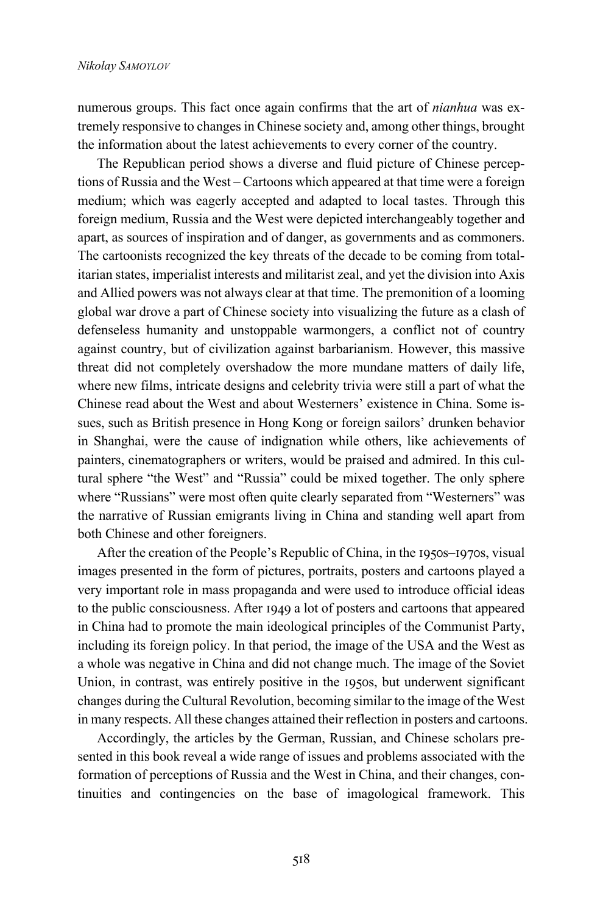numerous groups. This fact once again confirms that the art of *nianhua* was extremely responsive to changes in Chinese society and, among other things, brought the information about the latest achievements to every corner of the country.

The Republican period shows a diverse and fluid picture of Chinese perceptions of Russia and the West – Cartoons which appeared at that time were a foreign medium; which was eagerly accepted and adapted to local tastes. Through this foreign medium, Russia and the West were depicted interchangeably together and apart, as sources of inspiration and of danger, as governments and as commoners. The cartoonists recognized the key threats of the decade to be coming from totalitarian states, imperialist interests and militarist zeal, and yet the division into Axis and Allied powers was not always clear at that time. The premonition of a looming global war drove a part of Chinese society into visualizing the future as a clash of defenseless humanity and unstoppable warmongers, a conflict not of country against country, but of civilization against barbarianism. However, this massive threat did not completely overshadow the more mundane matters of daily life, where new films, intricate designs and celebrity trivia were still a part of what the Chinese read about the West and about Westerners' existence in China. Some issues, such as British presence in Hong Kong or foreign sailors' drunken behavior in Shanghai, were the cause of indignation while others, like achievements of painters, cinematographers or writers, would be praised and admired. In this cultural sphere "the West" and "Russia" could be mixed together. The only sphere where "Russians" were most often quite clearly separated from "Westerners" was the narrative of Russian emigrants living in China and standing well apart from both Chinese and other foreigners.

After the creation of the People's Republic of China, in the 1950s–1970s, visual images presented in the form of pictures, portraits, posters and cartoons played a very important role in mass propaganda and were used to introduce official ideas to the public consciousness. After 1949 a lot of posters and cartoons that appeared in China had to promote the main ideological principles of the Communist Party, including its foreign policy. In that period, the image of the USA and the West as a whole was negative in China and did not change much. The image of the Soviet Union, in contrast, was entirely positive in the 1950s, but underwent significant changes during the Cultural Revolution, becoming similar to the image of the West in many respects. All these changes attained their reflection in posters and cartoons.

Accordingly, the articles by the German, Russian, and Chinese scholars presented in this book reveal a wide range of issues and problems associated with the formation of perceptions of Russia and the West in China, and their changes, continuities and contingencies on the base of imagological framework. This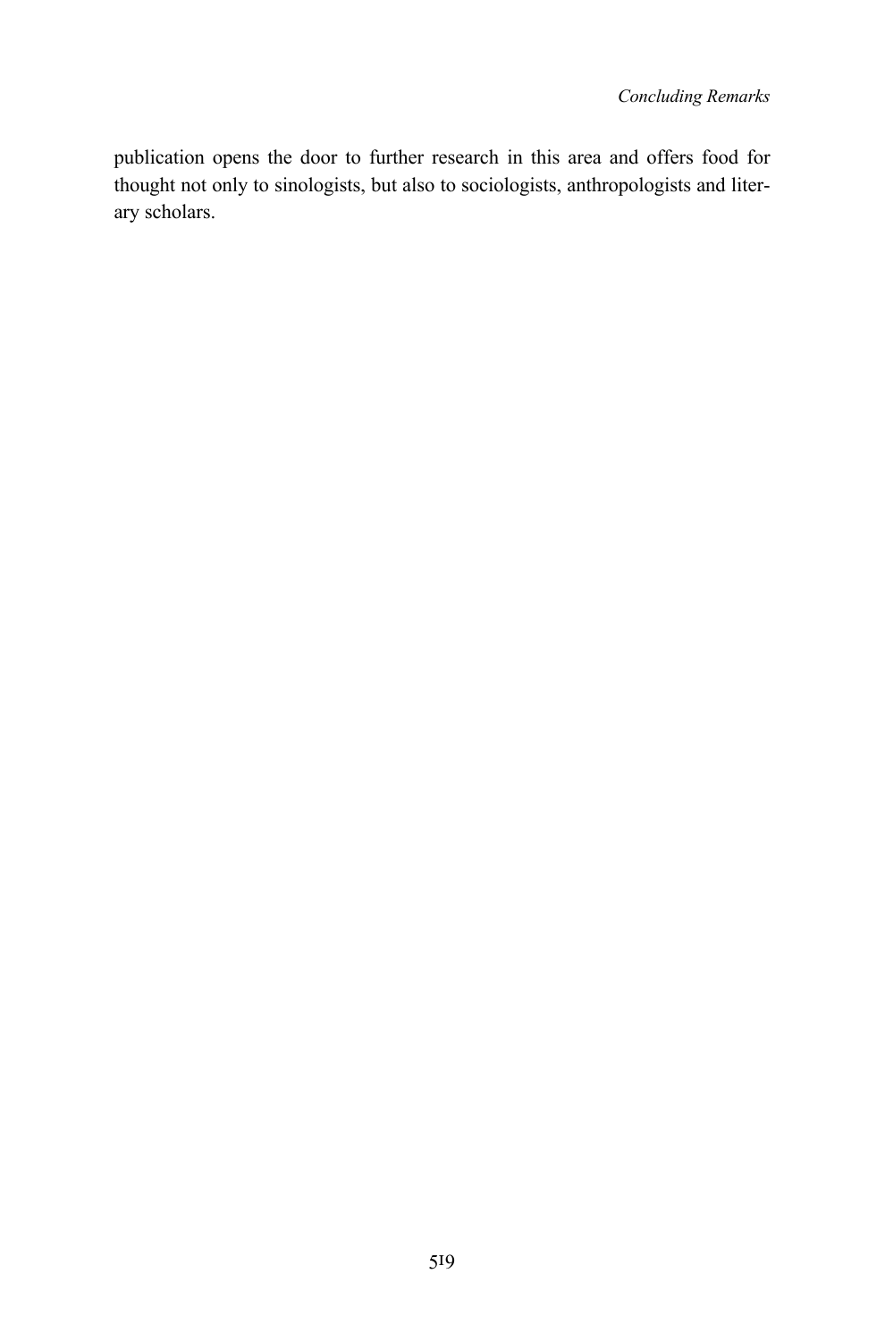publication opens the door to further research in this area and offers food for thought not only to sinologists, but also to sociologists, anthropologists and literary scholars.